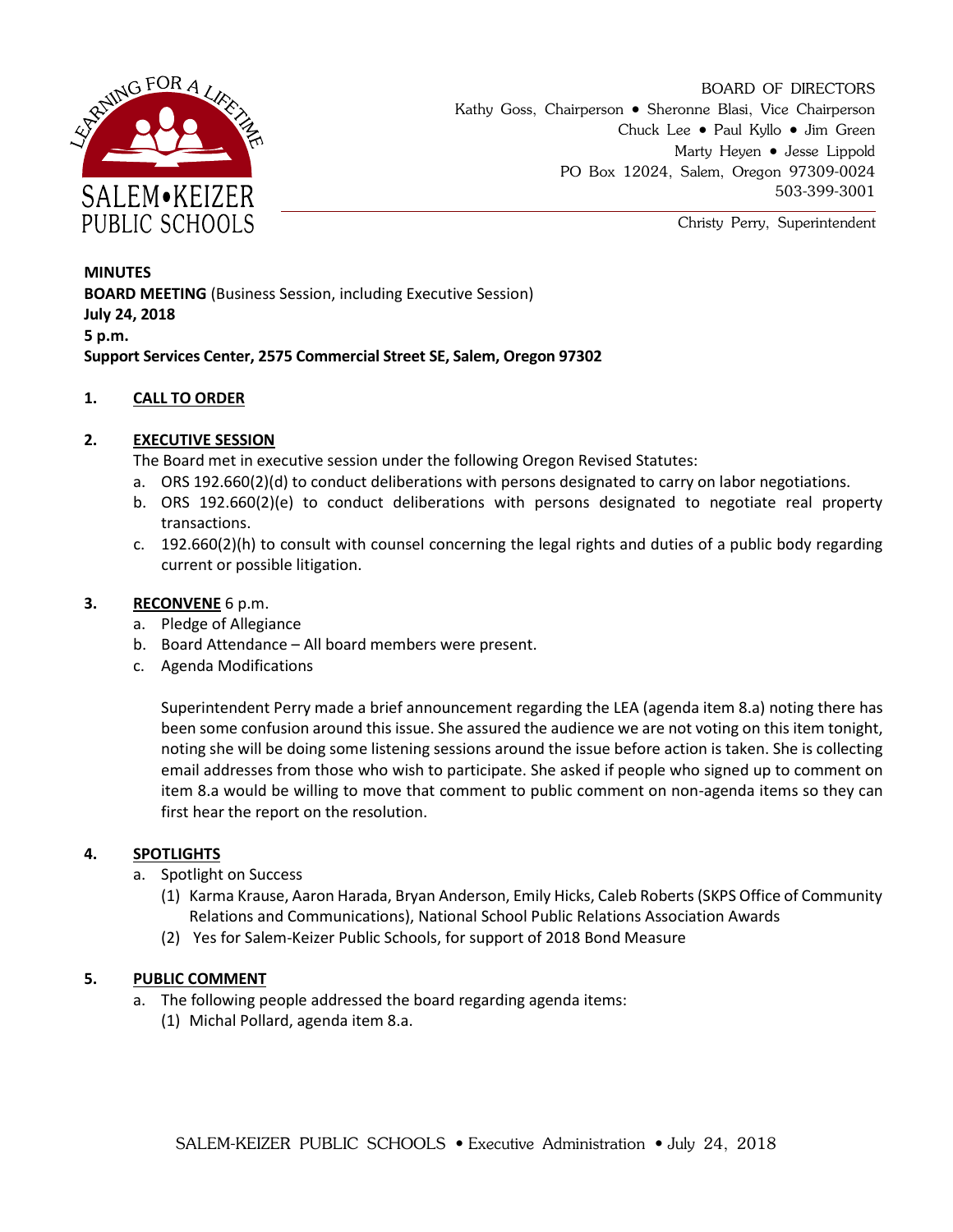SALEM•KEIZER PUBLIC SCHOOLS

LEARNING FOR A LIFETIME

BOARD OF DIRECTORS
Kathy Goss, Chairperson • Sheronne Blasi, Vice Chairperson
Chuck Lee • Paul Kyllo • Jim Green
Marty Heyen • Jesse Lippold
PO Box 12024, Salem, Oregon 97309-0024
503-399-3001

Christy Perry, Superintendent

**MINUTES**
**BOARD MEETING** (Business Session, including Executive Session)
**July 24, 2018**
**5 p.m.**
**Support Services Center, 2575 Commercial Street SE, Salem, Oregon 97302**

**1. CALL TO ORDER**

**2. EXECUTIVE SESSION**

The Board met in executive session under the following Oregon Revised Statutes:

a. ORS 192.660(2)(d) to conduct deliberations with persons designated to carry on labor negotiations.
b. ORS 192.660(2)(e) to conduct deliberations with persons designated to negotiate real property transactions.
c. 192.660(2)(h) to consult with counsel concerning the legal rights and duties of a public body regarding current or possible litigation.

**3. RECONVENE** 6 p.m.

a. Pledge of Allegiance
b. Board Attendance – All board members were present.
c. Agenda Modifications

Superintendent Perry made a brief announcement regarding the LEA (agenda item 8.a) noting there has been some confusion around this issue. She assured the audience we are not voting on this item tonight, noting she will be doing some listening sessions around the issue before action is taken. She is collecting email addresses from those who wish to participate. She asked if people who signed up to comment on item 8.a would be willing to move that comment to public comment on non-agenda items so they can first hear the report on the resolution.

**4. SPOTLIGHTS**

a. Spotlight on Success
   (1) Karma Krause, Aaron Harada, Bryan Anderson, Emily Hicks, Caleb Roberts (SKPS Office of Community Relations and Communications), National School Public Relations Association Awards
   (2) Yes for Salem-Keizer Public Schools, for support of 2018 Bond Measure

**5. PUBLIC COMMENT**

a. The following people addressed the board regarding agenda items:
   (1) Michal Pollard, agenda item 8.a.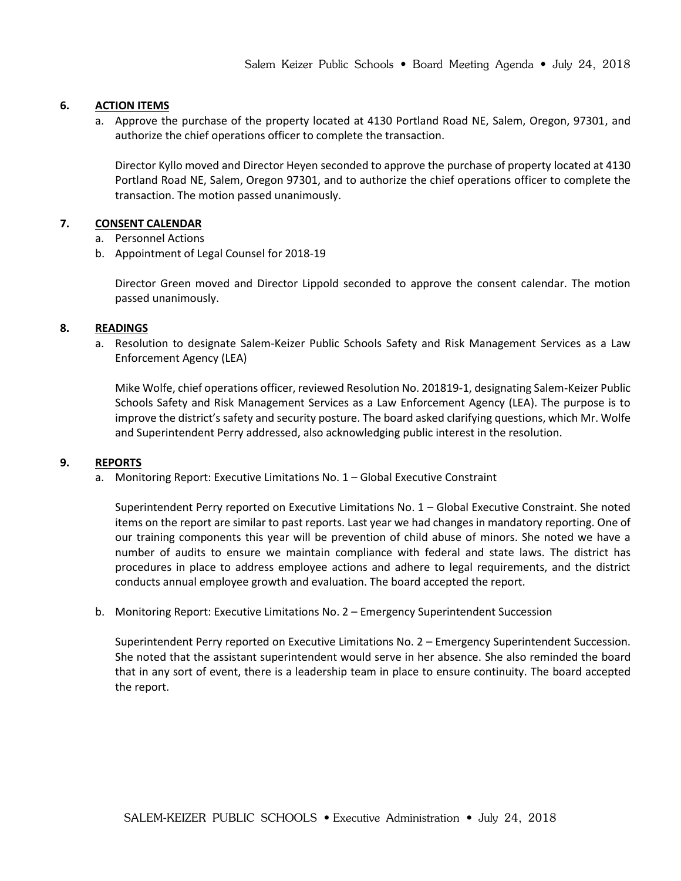## 6. ACTION ITEMS

a. Approve the purchase of the property located at 4130 Portland Road NE, Salem, Oregon, 97301, and authorize the chief operations officer to complete the transaction.

   Director Kyllo moved and Director Heyen seconded to approve the purchase of property located at 4130 Portland Road NE, Salem, Oregon 97301, and to authorize the chief operations officer to complete the transaction. The motion passed unanimously.

## 7. CONSENT CALENDAR

a. Personnel Actions
b. Appointment of Legal Counsel for 2018-19

   Director Green moved and Director Lippold seconded to approve the consent calendar. The motion passed unanimously.

## 8. READINGS

a. Resolution to designate Salem-Keizer Public Schools Safety and Risk Management Services as a Law Enforcement Agency (LEA)

   Mike Wolfe, chief operations officer, reviewed Resolution No. 201819-1, designating Salem-Keizer Public Schools Safety and Risk Management Services as a Law Enforcement Agency (LEA). The purpose is to improve the district's safety and security posture. The board asked clarifying questions, which Mr. Wolfe and Superintendent Perry addressed, also acknowledging public interest in the resolution.

## 9. REPORTS

a. Monitoring Report: Executive Limitations No. 1 – Global Executive Constraint

   Superintendent Perry reported on Executive Limitations No. 1 – Global Executive Constraint. She noted items on the report are similar to past reports. Last year we had changes in mandatory reporting. One of our training components this year will be prevention of child abuse of minors. She noted we have a number of audits to ensure we maintain compliance with federal and state laws. The district has procedures in place to address employee actions and adhere to legal requirements, and the district conducts annual employee growth and evaluation. The board accepted the report.

b. Monitoring Report: Executive Limitations No. 2 – Emergency Superintendent Succession

   Superintendent Perry reported on Executive Limitations No. 2 – Emergency Superintendent Succession. She noted that the assistant superintendent would serve in her absence. She also reminded the board that in any sort of event, there is a leadership team in place to ensure continuity. The board accepted the report.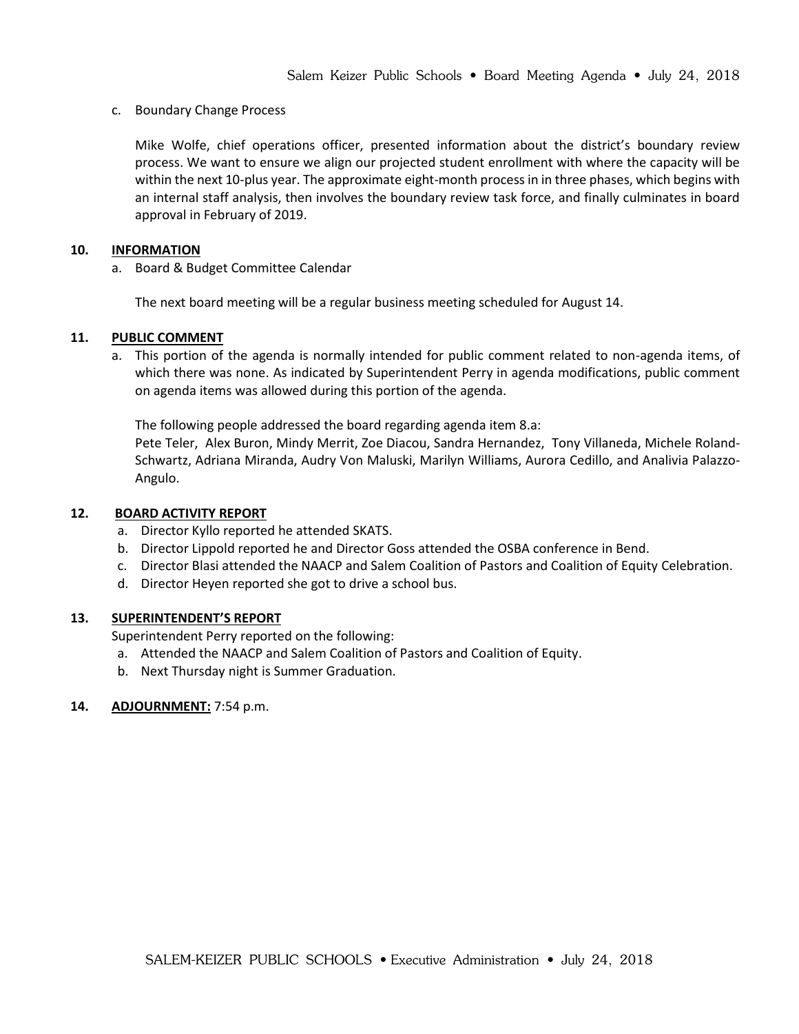c. Boundary Change Process

Mike Wolfe, chief operations officer, presented information about the district's boundary review process. We want to ensure we align our projected student enrollment with where the capacity will be within the next 10-plus year. The approximate eight-month process in in three phases, which begins with an internal staff analysis, then involves the boundary review task force, and finally culminates in board approval in February of 2019.

**10. INFORMATION**

a. Board & Budget Committee Calendar

The next board meeting will be a regular business meeting scheduled for August 14.

**11. PUBLIC COMMENT**

a. This portion of the agenda is normally intended for public comment related to non-agenda items, of which there was none. As indicated by Superintendent Perry in agenda modifications, public comment on agenda items was allowed during this portion of the agenda.

The following people addressed the board regarding agenda item 8.a:
Pete Teler, Alex Buron, Mindy Merrit, Zoe Diacou, Sandra Hernandez, Tony Villaneda, Michele Roland-Schwartz, Adriana Miranda, Audry Von Maluski, Marilyn Williams, Aurora Cedillo, and Analivia Palazzo-Angulo.

**12. BOARD ACTIVITY REPORT**

a. Director Kyllo reported he attended SKATS.
b. Director Lippold reported he and Director Goss attended the OSBA conference in Bend.
c. Director Blasi attended the NAACP and Salem Coalition of Pastors and Coalition of Equity Celebration.
d. Director Heyen reported she got to drive a school bus.

**13. SUPERINTENDENT'S REPORT**

Superintendent Perry reported on the following:

a. Attended the NAACP and Salem Coalition of Pastors and Coalition of Equity.
b. Next Thursday night is Summer Graduation.

**14. ADJOURNMENT:** 7:54 p.m.